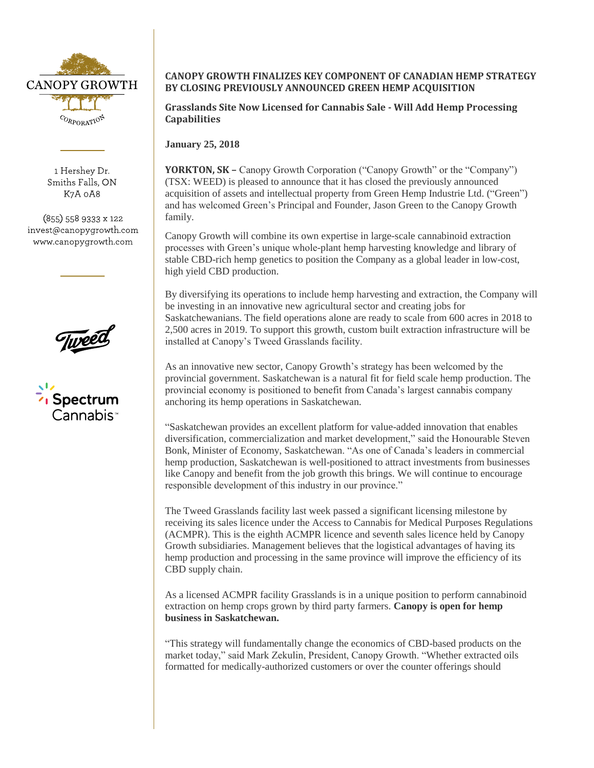CANOPY GROWTH CORPORATION

1 Hershey Dr.
Smiths Falls, ON
K7A 0A8

(855) 558 9333 x 122
invest@canopygrowth.com
www.canopygrowth.com

## CANOPY GROWTH FINALIZES KEY COMPONENT OF CANADIAN HEMP STRATEGY BY CLOSING PREVIOUSLY ANNOUNCED GREEN HEMP ACQUISITION

### Grasslands Site Now Licensed for Cannabis Sale - Will Add Hemp Processing Capabilities

**January 25, 2018**

**YORKTON, SK –** Canopy Growth Corporation ("Canopy Growth" or the "Company") (TSX: WEED) is pleased to announce that it has closed the previously announced acquisition of assets and intellectual property from Green Hemp Industrie Ltd. ("Green") and has welcomed Green's Principal and Founder, Jason Green to the Canopy Growth family.

Canopy Growth will combine its own expertise in large-scale cannabinoid extraction processes with Green's unique whole-plant hemp harvesting knowledge and library of stable CBD-rich hemp genetics to position the Company as a global leader in low-cost, high yield CBD production.

By diversifying its operations to include hemp harvesting and extraction, the Company will be investing in an innovative new agricultural sector and creating jobs for Saskatchewanians. The field operations alone are ready to scale from 600 acres in 2018 to 2,500 acres in 2019. To support this growth, custom built extraction infrastructure will be installed at Canopy's Tweed Grasslands facility.

As an innovative new sector, Canopy Growth's strategy has been welcomed by the provincial government. Saskatchewan is a natural fit for field scale hemp production. The provincial economy is positioned to benefit from Canada's largest cannabis company anchoring its hemp operations in Saskatchewan.

"Saskatchewan provides an excellent platform for value-added innovation that enables diversification, commercialization and market development," said the Honourable Steven Bonk, Minister of Economy, Saskatchewan. "As one of Canada's leaders in commercial hemp production, Saskatchewan is well-positioned to attract investments from businesses like Canopy and benefit from the job growth this brings. We will continue to encourage responsible development of this industry in our province."

The Tweed Grasslands facility last week passed a significant licensing milestone by receiving its sales licence under the Access to Cannabis for Medical Purposes Regulations (ACMPR). This is the eighth ACMPR licence and seventh sales licence held by Canopy Growth subsidiaries. Management believes that the logistical advantages of having its hemp production and processing in the same province will improve the efficiency of its CBD supply chain.

As a licensed ACMPR facility Grasslands is in a unique position to perform cannabinoid extraction on hemp crops grown by third party farmers. **Canopy is open for hemp business in Saskatchewan.**

"This strategy will fundamentally change the economics of CBD-based products on the market today," said Mark Zekulin, President, Canopy Growth. "Whether extracted oils formatted for medically-authorized customers or over the counter offerings should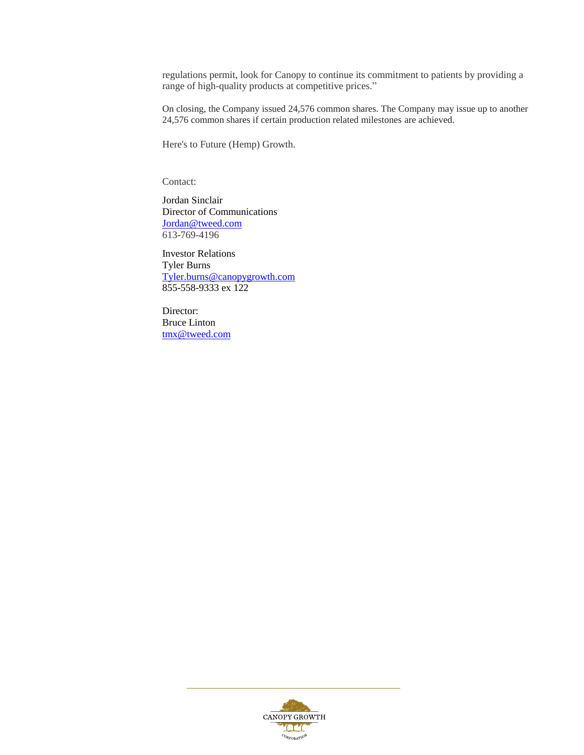regulations permit, look for Canopy to continue its commitment to patients by providing a range of high-quality products at competitive prices."

On closing, the Company issued 24,576 common shares. The Company may issue up to another 24,576 common shares if certain production related milestones are achieved.

Here's to Future (Hemp) Growth.

Contact:

Jordan Sinclair
Director of Communications
Jordan@tweed.com
613-769-4196

Investor Relations
Tyler Burns
Tyler.burns@canopygrowth.com
855-558-9333 ex 122

Director:
Bruce Linton
tmx@tweed.com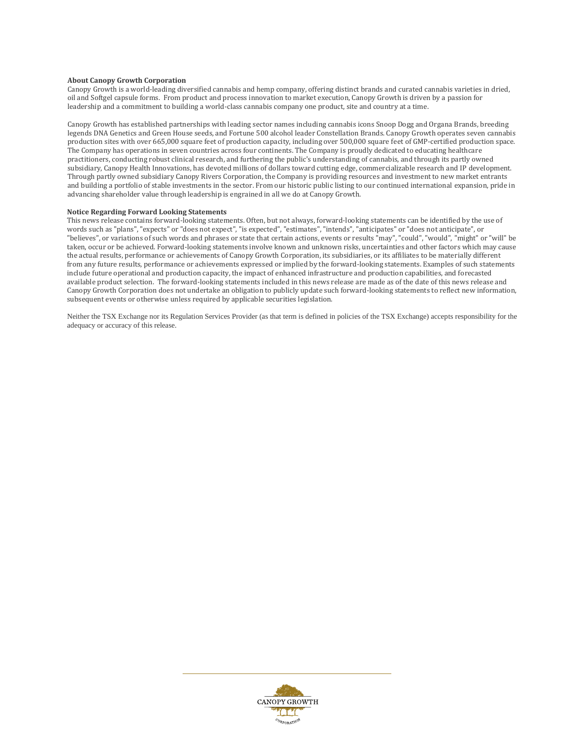**About Canopy Growth Corporation**

Canopy Growth is a world-leading diversified cannabis and hemp company, offering distinct brands and curated cannabis varieties in dried, oil and Softgel capsule forms. From product and process innovation to market execution, Canopy Growth is driven by a passion for leadership and a commitment to building a world-class cannabis company one product, site and country at a time.

Canopy Growth has established partnerships with leading sector names including cannabis icons Snoop Dogg and Organa Brands, breeding legends DNA Genetics and Green House seeds, and Fortune 500 alcohol leader Constellation Brands. Canopy Growth operates seven cannabis production sites with over 665,000 square feet of production capacity, including over 500,000 square feet of GMP-certified production space. The Company has operations in seven countries across four continents. The Company is proudly dedicated to educating healthcare practitioners, conducting robust clinical research, and furthering the public's understanding of cannabis, and through its partly owned subsidiary, Canopy Health Innovations, has devoted millions of dollars toward cutting edge, commercializable research and IP development. Through partly owned subsidiary Canopy Rivers Corporation, the Company is providing resources and investment to new market entrants and building a portfolio of stable investments in the sector. From our historic public listing to our continued international expansion, pride in advancing shareholder value through leadership is engrained in all we do at Canopy Growth.

**Notice Regarding Forward Looking Statements**

This news release contains forward-looking statements. Often, but not always, forward-looking statements can be identified by the use of words such as "plans", "expects" or "does not expect", "is expected", "estimates", "intends", "anticipates" or "does not anticipate", or "believes", or variations of such words and phrases or state that certain actions, events or results "may", "could", "would", "might" or "will" be taken, occur or be achieved. Forward-looking statements involve known and unknown risks, uncertainties and other factors which may cause the actual results, performance or achievements of Canopy Growth Corporation, its subsidiaries, or its affiliates to be materially different from any future results, performance or achievements expressed or implied by the forward-looking statements. Examples of such statements include future operational and production capacity, the impact of enhanced infrastructure and production capabilities, and forecasted available product selection. The forward-looking statements included in this news release are made as of the date of this news release and Canopy Growth Corporation does not undertake an obligation to publicly update such forward-looking statements to reflect new information, subsequent events or otherwise unless required by applicable securities legislation.

Neither the TSX Exchange nor its Regulation Services Provider (as that term is defined in policies of the TSX Exchange) accepts responsibility for the adequacy or accuracy of this release.